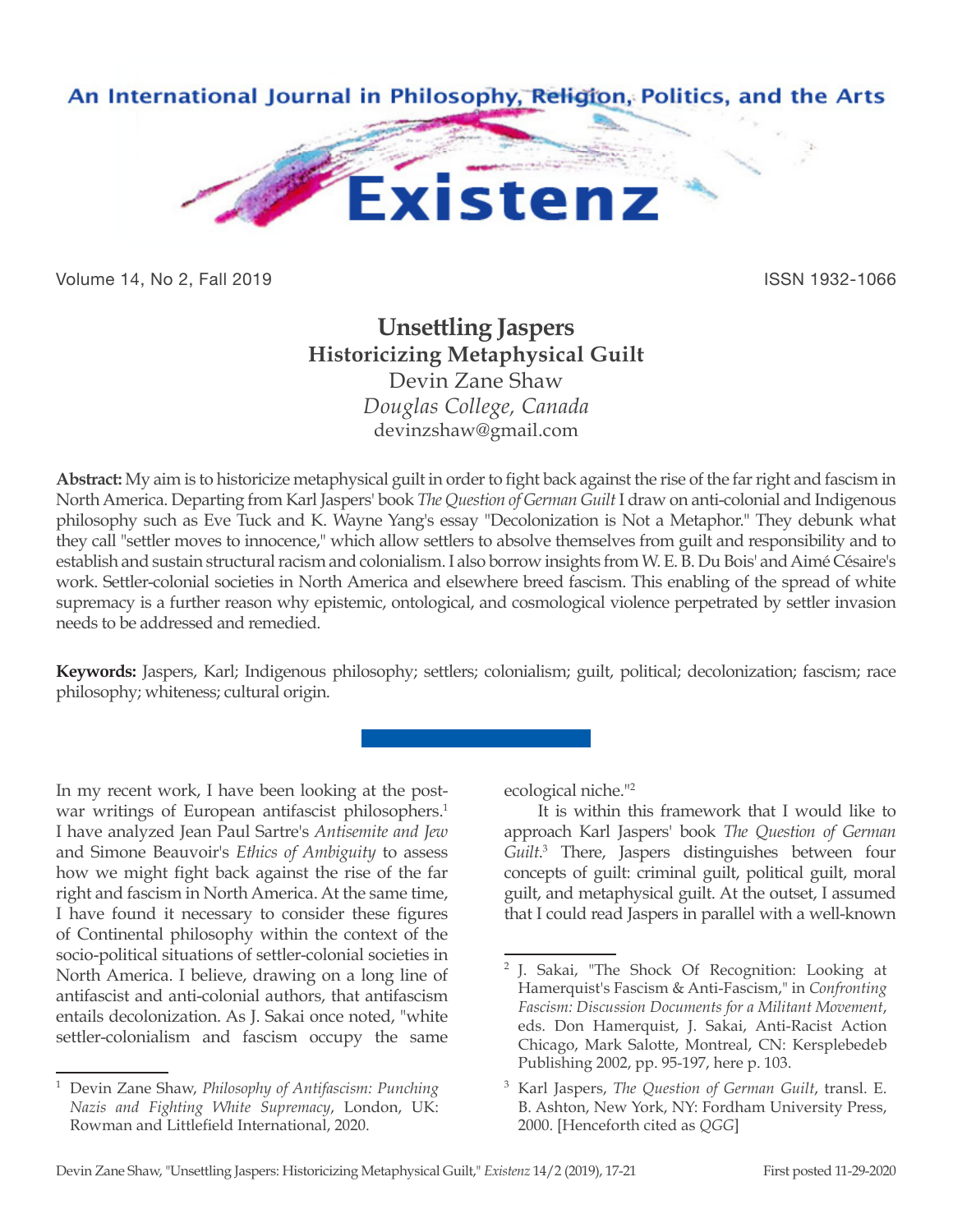An International Journal in Philosophy, Religion, Politics, and the Arts

# Existenz

Volume 14, No 2, Fall 2019 ISSN 1932-1066

## Unsettling Jaspers
### Historicizing Metaphysical Guilt

Devin Zane Shaw
*Douglas College, Canada*
devinzshaw@gmail.com

**Abstract:** My aim is to historicize metaphysical guilt in order to fight back against the rise of the far right and fascism in North America. Departing from Karl Jaspers' book *The Question of German Guilt* I draw on anti-colonial and Indigenous philosophy such as Eve Tuck and K. Wayne Yang's essay "Decolonization is Not a Metaphor." They debunk what they call "settler moves to innocence," which allow settlers to absolve themselves from guilt and responsibility and to establish and sustain structural racism and colonialism. I also borrow insights from W. E. B. Du Bois' and Aimé Césaire's work. Settler-colonial societies in North America and elsewhere breed fascism. This enabling of the spread of white supremacy is a further reason why epistemic, ontological, and cosmological violence perpetrated by settler invasion needs to be addressed and remedied.

**Keywords:** Jaspers, Karl; Indigenous philosophy; settlers; colonialism; guilt, political; decolonization; fascism; race philosophy; whiteness; cultural origin.

In my recent work, I have been looking at the post-war writings of European antifascist philosophers.[1] I have analyzed Jean Paul Sartre's *Antisemite and Jew* and Simone Beauvoir's *Ethics of Ambiguity* to assess how we might fight back against the rise of the far right and fascism in North America. At the same time, I have found it necessary to consider these figures of Continental philosophy within the context of the socio-political situations of settler-colonial societies in North America. I believe, drawing on a long line of antifascist and anti-colonial authors, that antifascism entails decolonization. As J. Sakai once noted, "white settler-colonialism and fascism occupy the same ecological niche."[2]

It is within this framework that I would like to approach Karl Jaspers' book *The Question of German Guilt*.[3] There, Jaspers distinguishes between four concepts of guilt: criminal guilt, political guilt, moral guilt, and metaphysical guilt. At the outset, I assumed that I could read Jaspers in parallel with a well-known

---

[1] Devin Zane Shaw, *Philosophy of Antifascism: Punching Nazis and Fighting White Supremacy*, London, UK: Rowman and Littlefield International, 2020.

[2] J. Sakai, "The Shock Of Recognition: Looking at Hamerquist's Fascism & Anti-Fascism," in *Confronting Fascism: Discussion Documents for a Militant Movement*, eds. Don Hamerquist, J. Sakai, Anti-Racist Action Chicago, Mark Salotte, Montreal, CN: Kersplebedeb Publishing 2002, pp. 95-197, here p. 103.

[3] Karl Jaspers, *The Question of German Guilt*, transl. E. B. Ashton, New York, NY: Fordham University Press, 2000. [Henceforth cited as *QGG*]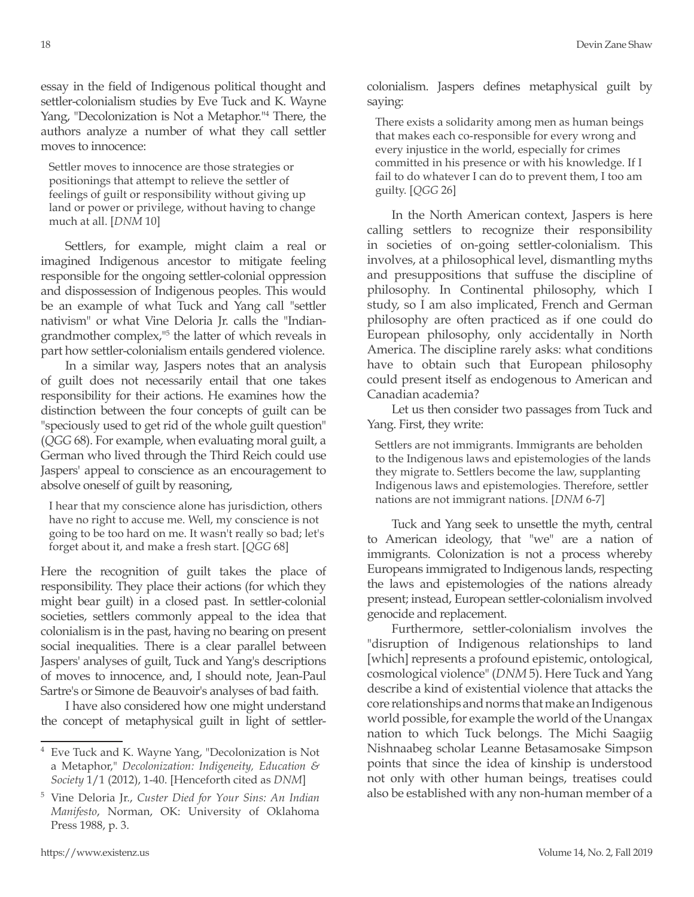essay in the field of Indigenous political thought and settler-colonialism studies by Eve Tuck and K. Wayne Yang, "Decolonization is Not a Metaphor."[4] There, the authors analyze a number of what they call settler moves to innocence:

> Settler moves to innocence are those strategies or positionings that attempt to relieve the settler of feelings of guilt or responsibility without giving up land or power or privilege, without having to change much at all. [*DNM* 10]

Settlers, for example, might claim a real or imagined Indigenous ancestor to mitigate feeling responsible for the ongoing settler-colonial oppression and dispossession of Indigenous peoples. This would be an example of what Tuck and Yang call "settler nativism" or what Vine Deloria Jr. calls the "Indian-grandmother complex,"[5] the latter of which reveals in part how settler-colonialism entails gendered violence.

In a similar way, Jaspers notes that an analysis of guilt does not necessarily entail that one takes responsibility for their actions. He examines how the distinction between the four concepts of guilt can be "speciously used to get rid of the whole guilt question" (*QGG* 68). For example, when evaluating moral guilt, a German who lived through the Third Reich could use Jaspers' appeal to conscience as an encouragement to absolve oneself of guilt by reasoning,

> I hear that my conscience alone has jurisdiction, others have no right to accuse me. Well, my conscience is not going to be too hard on me. It wasn't really so bad; let's forget about it, and make a fresh start. [*QGG* 68]

Here the recognition of guilt takes the place of responsibility. They place their actions (for which they might bear guilt) in a closed past. In settler-colonial societies, settlers commonly appeal to the idea that colonialism is in the past, having no bearing on present social inequalities. There is a clear parallel between Jaspers' analyses of guilt, Tuck and Yang's descriptions of moves to innocence, and, I should note, Jean-Paul Sartre's or Simone de Beauvoir's analyses of bad faith.

I have also considered how one might understand the concept of metaphysical guilt in light of settler-colonialism. Jaspers defines metaphysical guilt by saying:

> There exists a solidarity among men as human beings that makes each co-responsible for every wrong and every injustice in the world, especially for crimes committed in his presence or with his knowledge. If I fail to do whatever I can do to prevent them, I too am guilty. [*QGG* 26]

In the North American context, Jaspers is here calling settlers to recognize their responsibility in societies of on-going settler-colonialism. This involves, at a philosophical level, dismantling myths and presuppositions that suffuse the discipline of philosophy. In Continental philosophy, which I study, so I am also implicated, French and German philosophy are often practiced as if one could do European philosophy, only accidentally in North America. The discipline rarely asks: what conditions have to obtain such that European philosophy could present itself as endogenous to American and Canadian academia?

Let us then consider two passages from Tuck and Yang. First, they write:

> Settlers are not immigrants. Immigrants are beholden to the Indigenous laws and epistemologies of the lands they migrate to. Settlers become the law, supplanting Indigenous laws and epistemologies. Therefore, settler nations are not immigrant nations. [*DNM* 6-7]

Tuck and Yang seek to unsettle the myth, central to American ideology, that "we" are a nation of immigrants. Colonization is not a process whereby Europeans immigrated to Indigenous lands, respecting the laws and epistemologies of the nations already present; instead, European settler-colonialism involved genocide and replacement.

Furthermore, settler-colonialism involves the "disruption of Indigenous relationships to land [which] represents a profound epistemic, ontological, cosmological violence" (*DNM* 5). Here Tuck and Yang describe a kind of existential violence that attacks the core relationships and norms that make an Indigenous world possible, for example the world of the Unangax nation to which Tuck belongs. The Michi Saagiig Nishnaabeg scholar Leanne Betasamosake Simpson points that since the idea of kinship is understood not only with other human beings, treatises could also be established with any non-human member of a

---

[4] Eve Tuck and K. Wayne Yang, "Decolonization is Not a Metaphor," *Decolonization: Indigeneity, Education & Society* 1/1 (2012), 1-40. [Henceforth cited as *DNM*]

[5] Vine Deloria Jr., *Custer Died for Your Sins: An Indian Manifesto*, Norman, OK: University of Oklahoma Press 1988, p. 3.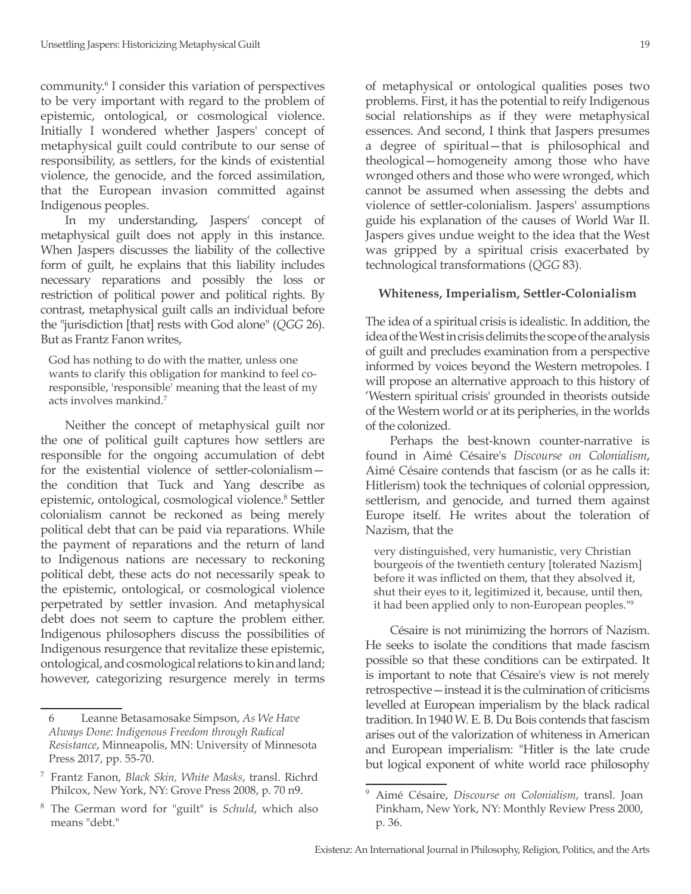community.[6] I consider this variation of perspectives to be very important with regard to the problem of epistemic, ontological, or cosmological violence. Initially I wondered whether Jaspers' concept of metaphysical guilt could contribute to our sense of responsibility, as settlers, for the kinds of existential violence, the genocide, and the forced assimilation, that the European invasion committed against Indigenous peoples.

In my understanding, Jaspers' concept of metaphysical guilt does not apply in this instance. When Jaspers discusses the liability of the collective form of guilt, he explains that this liability includes necessary reparations and possibly the loss or restriction of political power and political rights. By contrast, metaphysical guilt calls an individual before the "jurisdiction [that] rests with God alone" (*QGG* 26). But as Frantz Fanon writes,

> God has nothing to do with the matter, unless one wants to clarify this obligation for mankind to feel co-responsible, 'responsible' meaning that the least of my acts involves mankind.[7]

Neither the concept of metaphysical guilt nor the one of political guilt captures how settlers are responsible for the ongoing accumulation of debt for the existential violence of settler-colonialism—the condition that Tuck and Yang describe as epistemic, ontological, cosmological violence.[8] Settler colonialism cannot be reckoned as being merely political debt that can be paid via reparations. While the payment of reparations and the return of land to Indigenous nations are necessary to reckoning political debt, these acts do not necessarily speak to the epistemic, ontological, or cosmological violence perpetrated by settler invasion. And metaphysical debt does not seem to capture the problem either. Indigenous philosophers discuss the possibilities of Indigenous resurgence that revitalize these epistemic, ontological, and cosmological relations to kin and land; however, categorizing resurgence merely in terms of metaphysical or ontological qualities poses two problems. First, it has the potential to reify Indigenous social relationships as if they were metaphysical essences. And second, I think that Jaspers presumes a degree of spiritual—that is philosophical and theological—homogeneity among those who have wronged others and those who were wronged, which cannot be assumed when assessing the debts and violence of settler-colonialism. Jaspers' assumptions guide his explanation of the causes of World War II. Jaspers gives undue weight to the idea that the West was gripped by a spiritual crisis exacerbated by technological transformations (*QGG* 83).

### Whiteness, Imperialism, Settler-Colonialism

The idea of a spiritual crisis is idealistic. In addition, the idea of the West in crisis delimits the scope of the analysis of guilt and precludes examination from a perspective informed by voices beyond the Western metropoles. I will propose an alternative approach to this history of 'Western spiritual crisis' grounded in theorists outside of the Western world or at its peripheries, in the worlds of the colonized.

Perhaps the best-known counter-narrative is found in Aimé Césaire's *Discourse on Colonialism*, Aimé Césaire contends that fascism (or as he calls it: Hitlerism) took the techniques of colonial oppression, settlerism, and genocide, and turned them against Europe itself. He writes about the toleration of Nazism, that the

> very distinguished, very humanistic, very Christian bourgeois of the twentieth century [tolerated Nazism] before it was inflicted on them, that they absolved it, shut their eyes to it, legitimized it, because, until then, it had been applied only to non-European peoples."[9]

Césaire is not minimizing the horrors of Nazism. He seeks to isolate the conditions that made fascism possible so that these conditions can be extirpated. It is important to note that Césaire's view is not merely retrospective—instead it is the culmination of criticisms levelled at European imperialism by the black radical tradition. In 1940 W. E. B. Du Bois contends that fascism arises out of the valorization of whiteness in American and European imperialism: "Hitler is the late crude but logical exponent of white world race philosophy

---

[6] Leanne Betasamosake Simpson, *As We Have Always Done: Indigenous Freedom through Radical Resistance*, Minneapolis, MN: University of Minnesota Press 2017, pp. 55-70.

[7] Frantz Fanon, *Black Skin, White Masks*, transl. Richrd Philcox, New York, NY: Grove Press 2008, p. 70 n9.

[8] The German word for "guilt" is *Schuld*, which also means "debt."

[9] Aimé Césaire, *Discourse on Colonialism*, transl. Joan Pinkham, New York, NY: Monthly Review Press 2000, p. 36.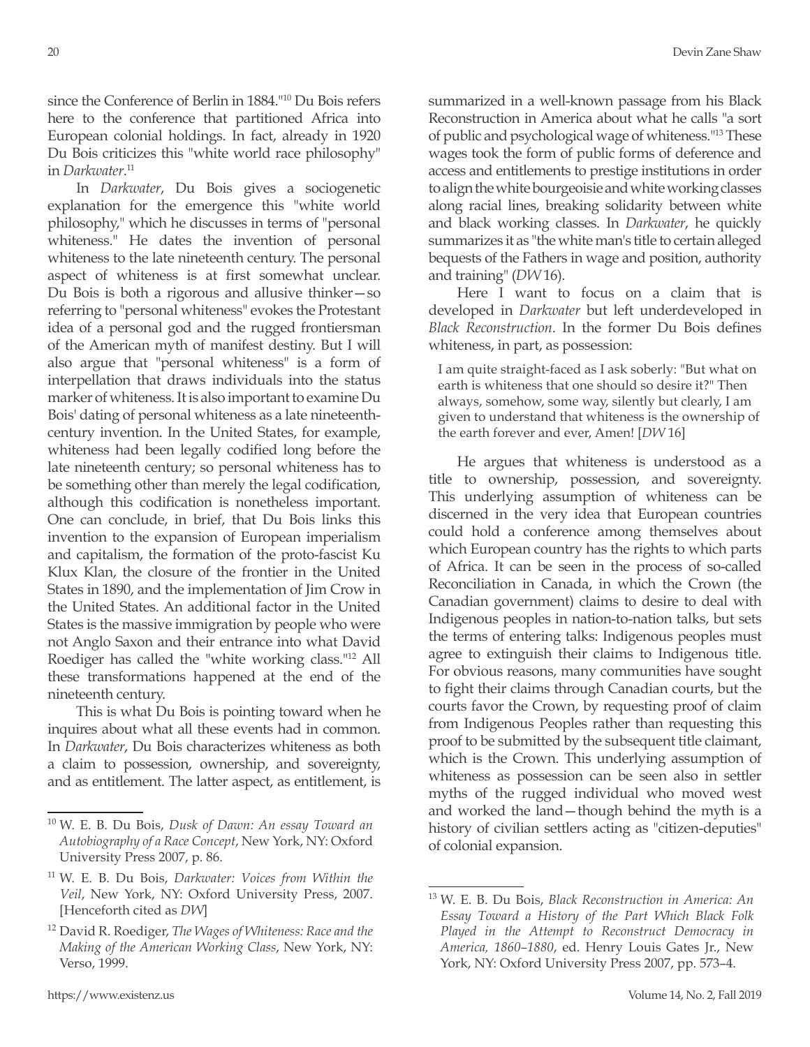since the Conference of Berlin in 1884."[10] Du Bois refers here to the conference that partitioned Africa into European colonial holdings. In fact, already in 1920 Du Bois criticizes this "white world race philosophy" in *Darkwater*.[11]

In *Darkwater*, Du Bois gives a sociogenetic explanation for the emergence this "white world philosophy," which he discusses in terms of "personal whiteness." He dates the invention of personal whiteness to the late nineteenth century. The personal aspect of whiteness is at first somewhat unclear. Du Bois is both a rigorous and allusive thinker—so referring to "personal whiteness" evokes the Protestant idea of a personal god and the rugged frontiersman of the American myth of manifest destiny. But I will also argue that "personal whiteness" is a form of interpellation that draws individuals into the status marker of whiteness. It is also important to examine Du Bois' dating of personal whiteness as a late nineteenth-century invention. In the United States, for example, whiteness had been legally codified long before the late nineteenth century; so personal whiteness has to be something other than merely the legal codification, although this codification is nonetheless important. One can conclude, in brief, that Du Bois links this invention to the expansion of European imperialism and capitalism, the formation of the proto-fascist Ku Klux Klan, the closure of the frontier in the United States in 1890, and the implementation of Jim Crow in the United States. An additional factor in the United States is the massive immigration by people who were not Anglo Saxon and their entrance into what David Roediger has called the "white working class."[12] All these transformations happened at the end of the nineteenth century.

This is what Du Bois is pointing toward when he inquires about what all these events had in common. In *Darkwater*, Du Bois characterizes whiteness as both a claim to possession, ownership, and sovereignty, and as entitlement. The latter aspect, as entitlement, is summarized in a well-known passage from his Black Reconstruction in America about what he calls "a sort of public and psychological wage of whiteness."[13] These wages took the form of public forms of deference and access and entitlements to prestige institutions in order to align the white bourgeoisie and white working classes along racial lines, breaking solidarity between white and black working classes. In *Darkwater*, he quickly summarizes it as "the white man's title to certain alleged bequests of the Fathers in wage and position, authority and training" (*DW* 16).

Here I want to focus on a claim that is developed in *Darkwater* but left underdeveloped in *Black Reconstruction*. In the former Du Bois defines whiteness, in part, as possession:

> I am quite straight-faced as I ask soberly: "But what on earth is whiteness that one should so desire it?" Then always, somehow, some way, silently but clearly, I am given to understand that whiteness is the ownership of the earth forever and ever, Amen! [*DW* 16]

He argues that whiteness is understood as a title to ownership, possession, and sovereignty. This underlying assumption of whiteness can be discerned in the very idea that European countries could hold a conference among themselves about which European country has the rights to which parts of Africa. It can be seen in the process of so-called Reconciliation in Canada, in which the Crown (the Canadian government) claims to desire to deal with Indigenous peoples in nation-to-nation talks, but sets the terms of entering talks: Indigenous peoples must agree to extinguish their claims to Indigenous title. For obvious reasons, many communities have sought to fight their claims through Canadian courts, but the courts favor the Crown, by requesting proof of claim from Indigenous Peoples rather than requesting this proof to be submitted by the subsequent title claimant, which is the Crown. This underlying assumption of whiteness as possession can be seen also in settler myths of the rugged individual who moved west and worked the land—though behind the myth is a history of civilian settlers acting as "citizen-deputies" of colonial expansion.

---

[10] W. E. B. Du Bois, *Dusk of Dawn: An essay Toward an Autobiography of a Race Concept*, New York, NY: Oxford University Press 2007, p. 86.

[11] W. E. B. Du Bois, *Darkwater: Voices from Within the Veil*, New York, NY: Oxford University Press, 2007. [Henceforth cited as *DW*]

[12] David R. Roediger, *The Wages of Whiteness: Race and the Making of the American Working Class*, New York, NY: Verso, 1999.

[13] W. E. B. Du Bois, *Black Reconstruction in America: An Essay Toward a History of the Part Which Black Folk Played in the Attempt to Reconstruct Democracy in America, 1860–1880*, ed. Henry Louis Gates Jr., New York, NY: Oxford University Press 2007, pp. 573–4.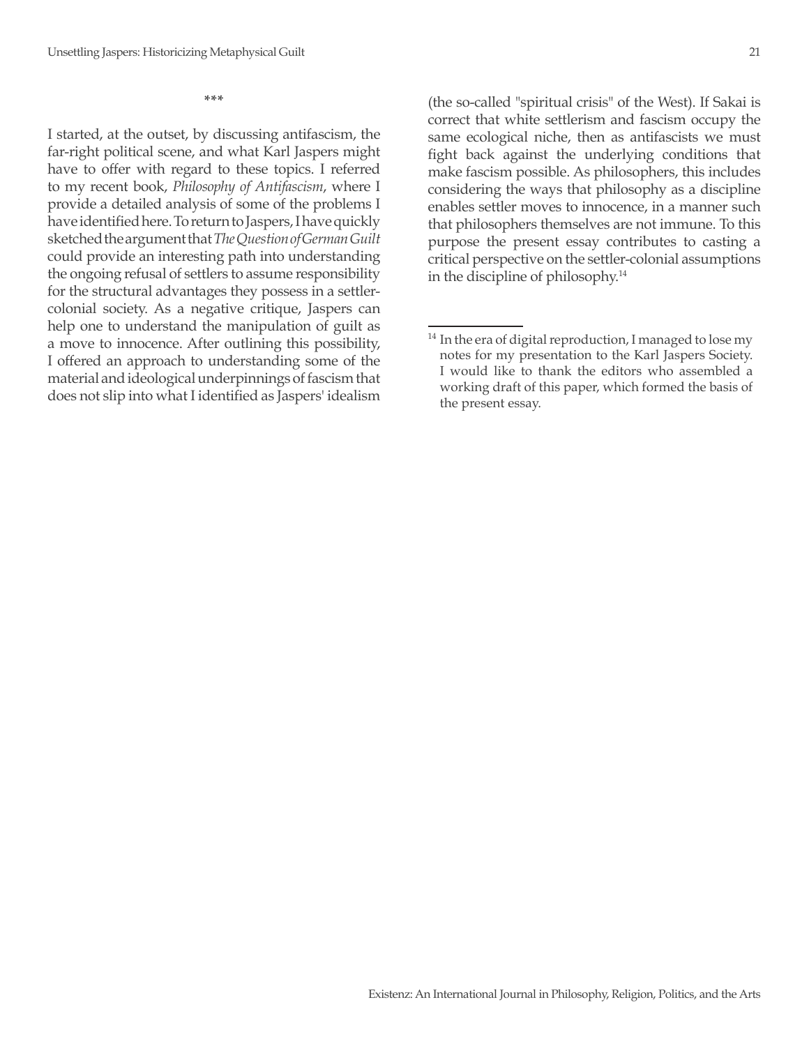\*\*\*

I started, at the outset, by discussing antifascism, the far-right political scene, and what Karl Jaspers might have to offer with regard to these topics. I referred to my recent book, *Philosophy of Antifascism*, where I provide a detailed analysis of some of the problems I have identified here. To return to Jaspers, I have quickly sketched the argument that *The Question of German Guilt* could provide an interesting path into understanding the ongoing refusal of settlers to assume responsibility for the structural advantages they possess in a settler-colonial society. As a negative critique, Jaspers can help one to understand the manipulation of guilt as a move to innocence. After outlining this possibility, I offered an approach to understanding some of the material and ideological underpinnings of fascism that does not slip into what I identified as Jaspers' idealism (the so-called "spiritual crisis" of the West). If Sakai is correct that white settlerism and fascism occupy the same ecological niche, then as antifascists we must fight back against the underlying conditions that make fascism possible. As philosophers, this includes considering the ways that philosophy as a discipline enables settler moves to innocence, in a manner such that philosophers themselves are not immune. To this purpose the present essay contributes to casting a critical perspective on the settler-colonial assumptions in the discipline of philosophy.[14]

[14] In the era of digital reproduction, I managed to lose my notes for my presentation to the Karl Jaspers Society. I would like to thank the editors who assembled a working draft of this paper, which formed the basis of the present essay.